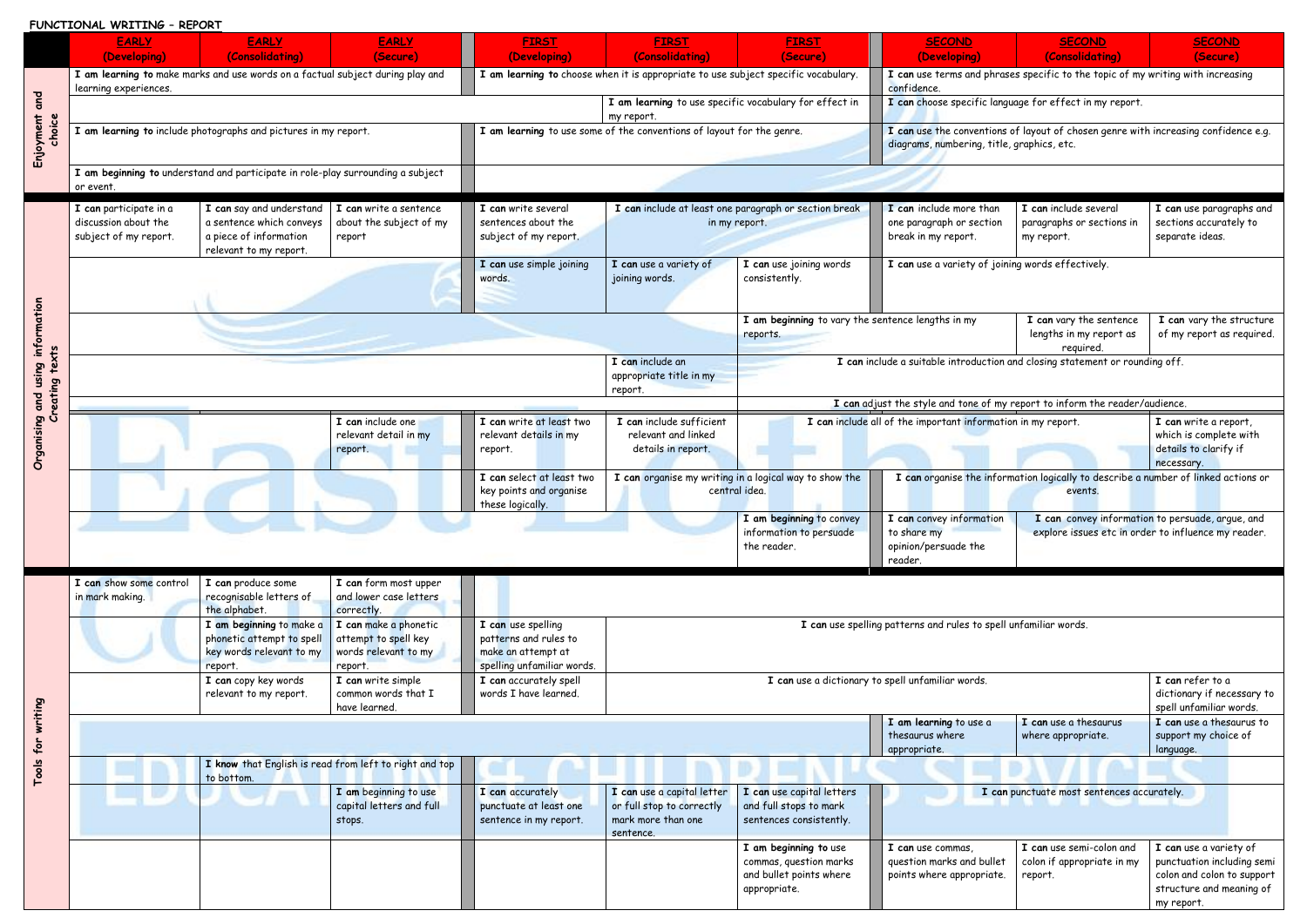FUNCTIONAL WRITING – REPORT

| | EARLY (Developing) | EARLY (Consolidating) | EARLY (Secure) | FIRST (Developing) | FIRST (Consolidating) | FIRST (Secure) | SECOND (Developing) | SECOND (Consolidating) | SECOND (Secure) |
|---|---|---|---|---|---|---|---|---|---|
| Enjoyment and choice | **I am learning to** make marks and use words on a factual subject during play and learning experiences. | | | **I am learning to** choose when it is appropriate to use subject specific vocabulary. | | | **I can** use terms and phrases specific to the topic of my writing with increasing confidence. | | |
| | | | | | **I am learning** to use specific vocabulary for effect in my report. | | **I can** choose specific language for effect in my report. | | |
| | **I am learning to** include photographs and pictures in my report. | | | **I am learning** to use some of the conventions of layout for the genre. | | | **I can** use the conventions of layout of chosen genre with increasing confidence e.g. diagrams, numbering, title, graphics, etc. | | |
| | **I am beginning to** understand and participate in role-play surrounding a subject or event. | | | | | | | | |
| Organising and using information / Creating texts | **I can** participate in a discussion about the subject of my report. | **I can** say and understand a sentence which conveys a piece of information relevant to my report. | **I can** write a sentence about the subject of my report | **I can** write several sentences about the subject of my report. | **I can** include at least one paragraph or section break in my report. | | **I can** include more than one paragraph or section break in my report. | **I can** include several paragraphs or sections in my report. | **I can** use paragraphs and sections accurately to separate ideas. |
| | | | | **I can** use simple joining words. | **I can** use a variety of joining words. | **I can** use joining words consistently. | **I can** use a variety of joining words effectively. | | |
| | | | | | | **I am beginning** to vary the sentence lengths in my reports. | | **I can** vary the sentence lengths in my report as required. | **I can** vary the structure of my report as required. |
| | | | | | **I can** include an appropriate title in my report. | **I can** include a suitable introduction and closing statement or rounding off. | | | |
| | | | | | | **I can** adjust the style and tone of my report to inform the reader/audience. | | | |
| | | | **I can** include one relevant detail in my report. | **I can** write at least two relevant details in my report. | **I can** include sufficient relevant and linked details in report. | **I can** include all of the important information in my report. | | | **I can** write a report, which is complete with details to clarify if necessary. |
| | | | | **I can** select at least two key points and organise these logically. | **I can** organise my writing in a logical way to show the central idea. | | **I can** organise the information logically to describe a number of linked actions or events. | | |
| | | | | | | **I am beginning** to convey information to persuade the reader. | **I can** convey information to share my opinion/persuade the reader. | **I can** convey information to persuade, argue, and explore issues etc in order to influence my reader. | |
| Tools for writing | **I can** show some control in mark making. | **I can** produce some recognisable letters of the alphabet. | **I can** form most upper and lower case letters correctly. | | | | | | |
| | | **I am beginning** to make a phonetic attempt to spell key words relevant to my report. | **I can** make a phonetic attempt to spell key words relevant to my report. | **I can** use spelling patterns and rules to make an attempt at spelling unfamiliar words. | **I can** use spelling patterns and rules to spell unfamiliar words. | | | | |
| | | **I can** copy key words relevant to my report. | **I can** write simple common words that I have learned. | **I can** accurately spell words I have learned. | **I can** use a dictionary to spell unfamiliar words. | | | | **I can** refer to a dictionary if necessary to spell unfamiliar words. |
| | | | | | | | **I am learning** to use a thesaurus where appropriate. | **I can** use a thesaurus where appropriate. | **I can** use a thesaurus to support my choice of language. |
| | | **I know** that English is read from left to right and top to bottom. | | | | | | | |
| | | | **I am** beginning to use capital letters and full stops. | **I can** accurately punctuate at least one sentence in my report. | **I can** use a capital letter or full stop to correctly mark more than one sentence. | **I can** use capital letters and full stops to mark sentences consistently. | **I can** punctuate most sentences accurately. | | |
| | | | | | | **I am beginning to** use commas, question marks and bullet points where appropriate. | **I can** use commas, question marks and bullet points where appropriate. | **I can** use semi-colon and colon if appropriate in my report. | **I can** use a variety of punctuation including semi colon and colon to support structure and meaning of my report. |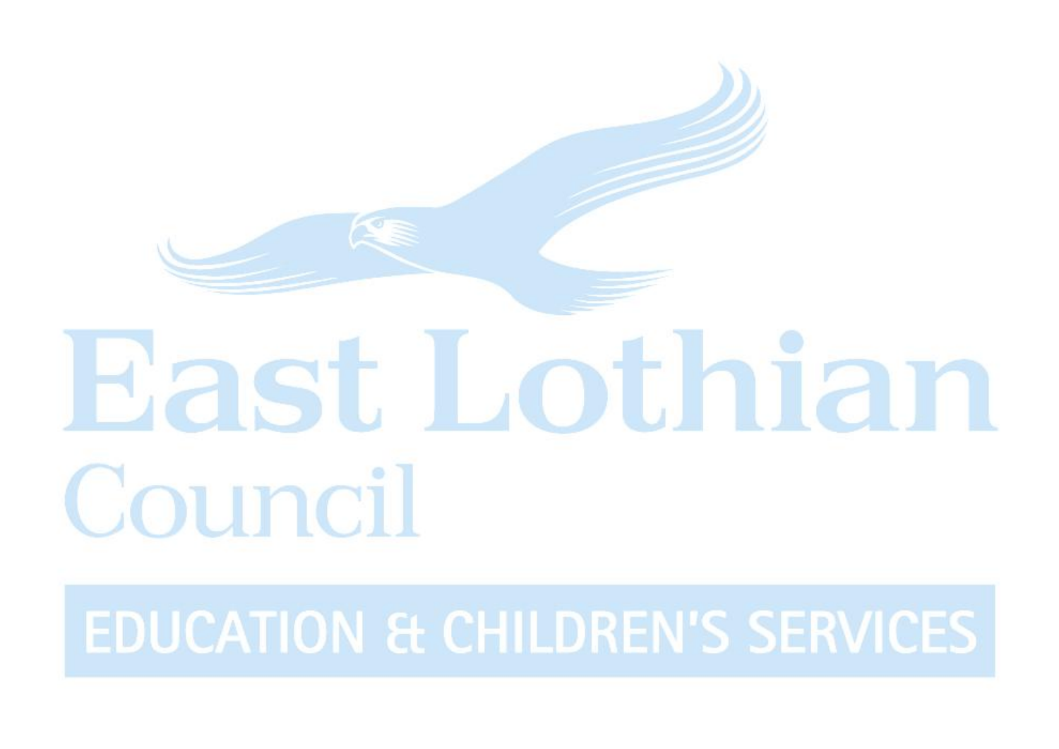East Lothian Council

EDUCATION & CHILDREN'S SERVICES